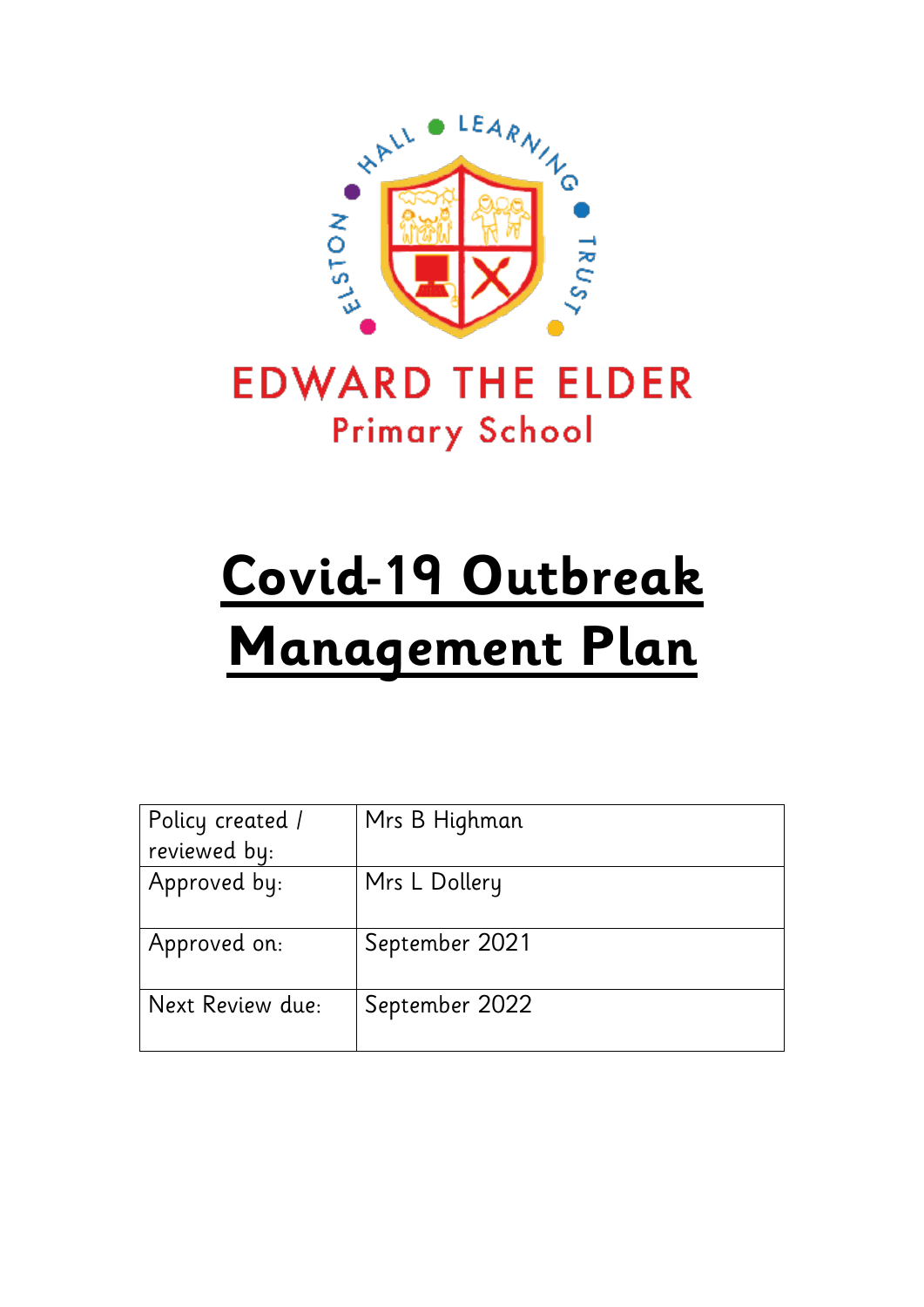ELSTON HALL LEARNING TRUST

EDWARD THE ELDER

Primary School

# Covid-19 Outbreak Management Plan

| Policy created / reviewed by: | Mrs B Highman |
| --- | --- |
| Approved by: | Mrs L Dollery |
| Approved on: | September 2021 |
| Next Review due: | September 2022 |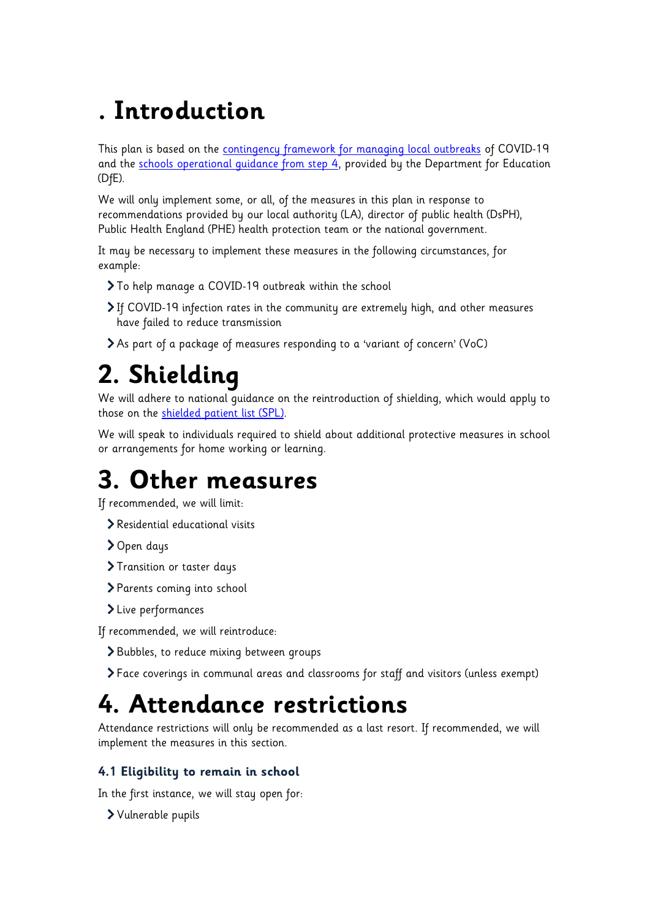# . Introduction

This plan is based on the [contingency framework for managing local outbreaks] of COVID-19 and the [schools operational guidance from step 4], provided by the Department for Education (DfE).

We will only implement some, or all, of the measures in this plan in response to recommendations provided by our local authority (LA), director of public health (DsPH), Public Health England (PHE) health protection team or the national government.

It may be necessary to implement these measures in the following circumstances, for example:

- To help manage a COVID-19 outbreak within the school
- If COVID-19 infection rates in the community are extremely high, and other measures have failed to reduce transmission
- As part of a package of measures responding to a 'variant of concern' (VoC)

# 2. Shielding

We will adhere to national guidance on the reintroduction of shielding, which would apply to those on the [shielded patient list (SPL)].

We will speak to individuals required to shield about additional protective measures in school or arrangements for home working or learning.

# 3. Other measures

If recommended, we will limit:

- Residential educational visits
- Open days
- Transition or taster days
- Parents coming into school
- Live performances

If recommended, we will reintroduce:

- Bubbles, to reduce mixing between groups
- Face coverings in communal areas and classrooms for staff and visitors (unless exempt)

# 4. Attendance restrictions

Attendance restrictions will only be recommended as a last resort. If recommended, we will implement the measures in this section.

### 4.1 Eligibility to remain in school

In the first instance, we will stay open for:

- Vulnerable pupils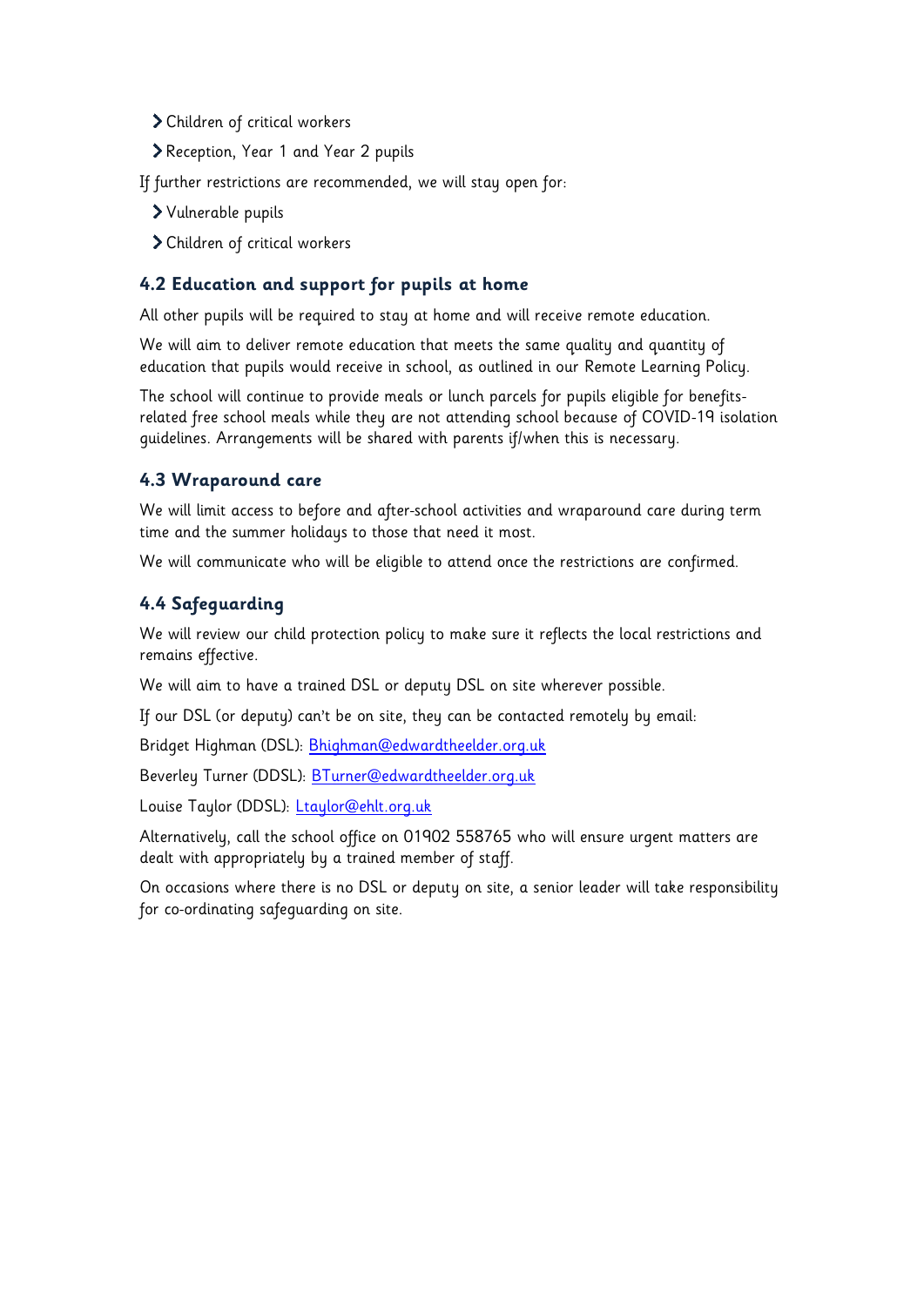- Children of critical workers
- Reception, Year 1 and Year 2 pupils

If further restrictions are recommended, we will stay open for:

- Vulnerable pupils
- Children of critical workers

### 4.2 Education and support for pupils at home

All other pupils will be required to stay at home and will receive remote education.

We will aim to deliver remote education that meets the same quality and quantity of education that pupils would receive in school, as outlined in our Remote Learning Policy.

The school will continue to provide meals or lunch parcels for pupils eligible for benefits-related free school meals while they are not attending school because of COVID-19 isolation guidelines. Arrangements will be shared with parents if/when this is necessary.

### 4.3 Wraparound care

We will limit access to before and after-school activities and wraparound care during term time and the summer holidays to those that need it most.

We will communicate who will be eligible to attend once the restrictions are confirmed.

### 4.4 Safeguarding

We will review our child protection policy to make sure it reflects the local restrictions and remains effective.

We will aim to have a trained DSL or deputy DSL on site wherever possible.

If our DSL (or deputy) can't be on site, they can be contacted remotely by email:

Bridget Highman (DSL): Bhighman@edwardtheelder.org.uk

Beverley Turner (DDSL): BTurner@edwardtheelder.org.uk

Louise Taylor (DDSL): Ltaylor@ehlt.org.uk

Alternatively, call the school office on 01902 558765 who will ensure urgent matters are dealt with appropriately by a trained member of staff.

On occasions where there is no DSL or deputy on site, a senior leader will take responsibility for co-ordinating safeguarding on site.